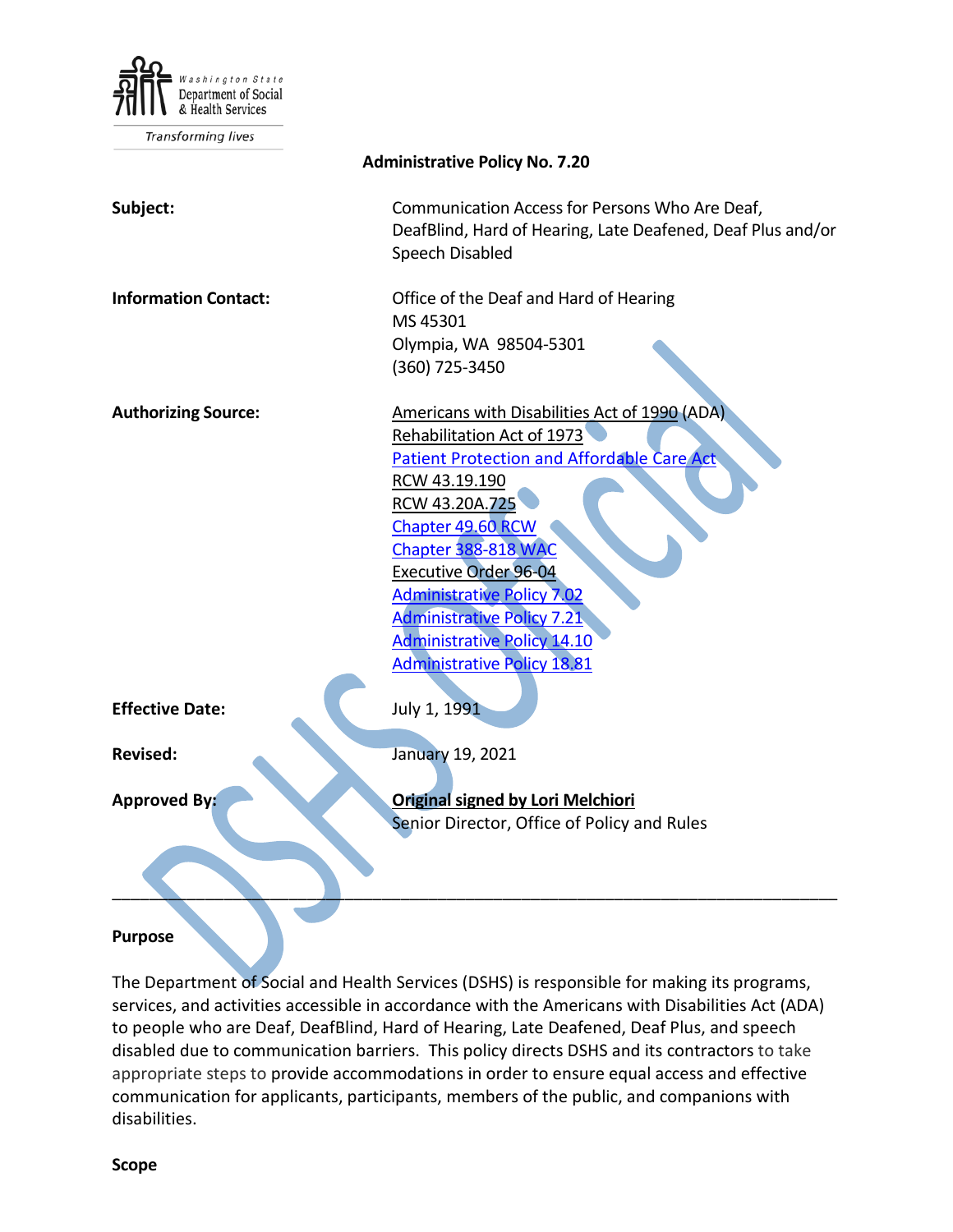Washington State Department of Social & Health Services

*Transforming lives*

**Administrative Policy No. 7.20**

**Subject:** Communication Access for Persons Who Are Deaf, DeafBlind, Hard of Hearing, Late Deafened, Deaf Plus and/or Speech Disabled

**Information Contact:** Office of the Deaf and Hard of Hearing
MS 45301
Olympia, WA 98504-5301
(360) 725-3450

**Authorizing Source:**
Americans with Disabilities Act of 1990 (ADA)
Rehabilitation Act of 1973
Patient Protection and Affordable Care Act
RCW 43.19.190
RCW 43.20A.725
Chapter 49.60 RCW
Chapter 388-818 WAC
Executive Order 96-04
Administrative Policy 7.02
Administrative Policy 7.21
Administrative Policy 14.10
Administrative Policy 18.81

**Effective Date:** July 1, 1991

**Revised:** January 19, 2021

**Approved By:** **Original signed by Lori Melchiori**
Senior Director, Office of Policy and Rules

---

**Purpose**

The Department of Social and Health Services (DSHS) is responsible for making its programs, services, and activities accessible in accordance with the Americans with Disabilities Act (ADA) to people who are Deaf, DeafBlind, Hard of Hearing, Late Deafened, Deaf Plus, and speech disabled due to communication barriers. This policy directs DSHS and its contractors to take appropriate steps to provide accommodations in order to ensure equal access and effective communication for applicants, participants, members of the public, and companions with disabilities.

**Scope**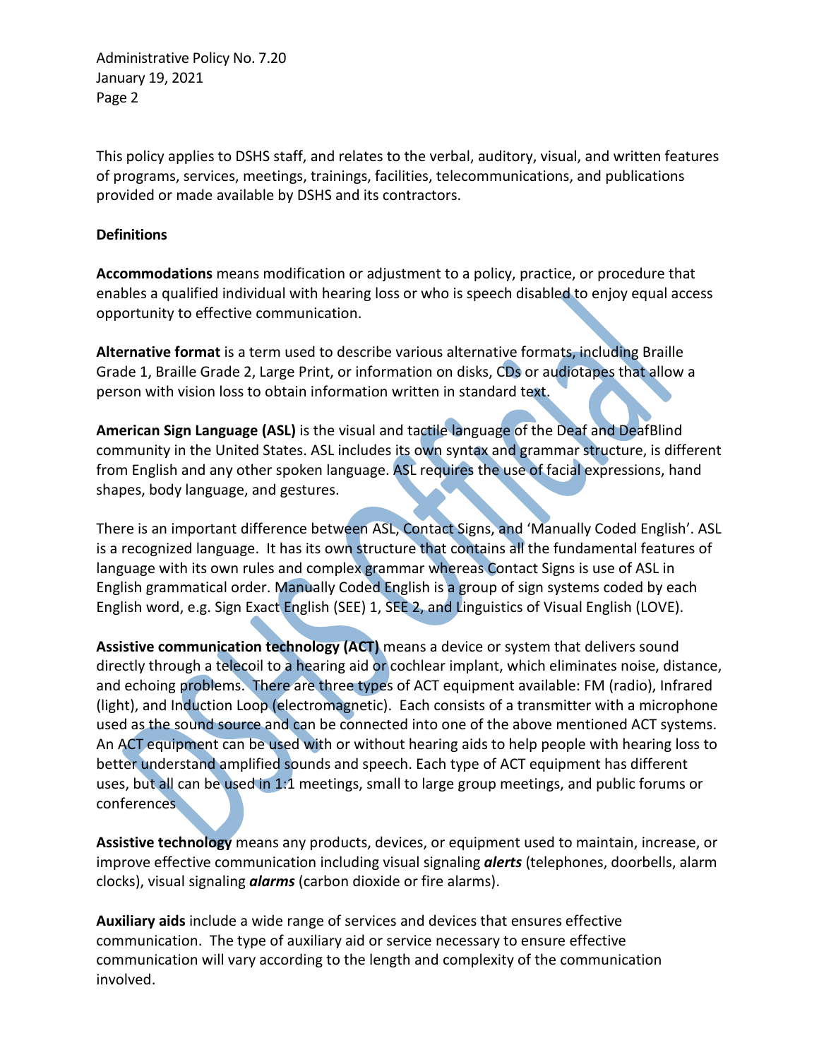This policy applies to DSHS staff, and relates to the verbal, auditory, visual, and written features of programs, services, meetings, trainings, facilities, telecommunications, and publications provided or made available by DSHS and its contractors.

**Definitions**

**Accommodations** means modification or adjustment to a policy, practice, or procedure that enables a qualified individual with hearing loss or who is speech disabled to enjoy equal access opportunity to effective communication.

**Alternative format** is a term used to describe various alternative formats, including Braille Grade 1, Braille Grade 2, Large Print, or information on disks, CDs or audiotapes that allow a person with vision loss to obtain information written in standard text.

**American Sign Language (ASL)** is the visual and tactile language of the Deaf and DeafBlind community in the United States. ASL includes its own syntax and grammar structure, is different from English and any other spoken language. ASL requires the use of facial expressions, hand shapes, body language, and gestures.

There is an important difference between ASL, Contact Signs, and 'Manually Coded English'. ASL is a recognized language. It has its own structure that contains all the fundamental features of language with its own rules and complex grammar whereas Contact Signs is use of ASL in English grammatical order. Manually Coded English is a group of sign systems coded by each English word, e.g. Sign Exact English (SEE) 1, SEE 2, and Linguistics of Visual English (LOVE).

**Assistive communication technology (ACT)** means a device or system that delivers sound directly through a telecoil to a hearing aid or cochlear implant, which eliminates noise, distance, and echoing problems. There are three types of ACT equipment available: FM (radio), Infrared (light), and Induction Loop (electromagnetic). Each consists of a transmitter with a microphone used as the sound source and can be connected into one of the above mentioned ACT systems. An ACT equipment can be used with or without hearing aids to help people with hearing loss to better understand amplified sounds and speech. Each type of ACT equipment has different uses, but all can be used in 1:1 meetings, small to large group meetings, and public forums or conferences

**Assistive technology** means any products, devices, or equipment used to maintain, increase, or improve effective communication including visual signaling ***alerts*** (telephones, doorbells, alarm clocks), visual signaling ***alarms*** (carbon dioxide or fire alarms).

**Auxiliary aids** include a wide range of services and devices that ensures effective communication. The type of auxiliary aid or service necessary to ensure effective communication will vary according to the length and complexity of the communication involved.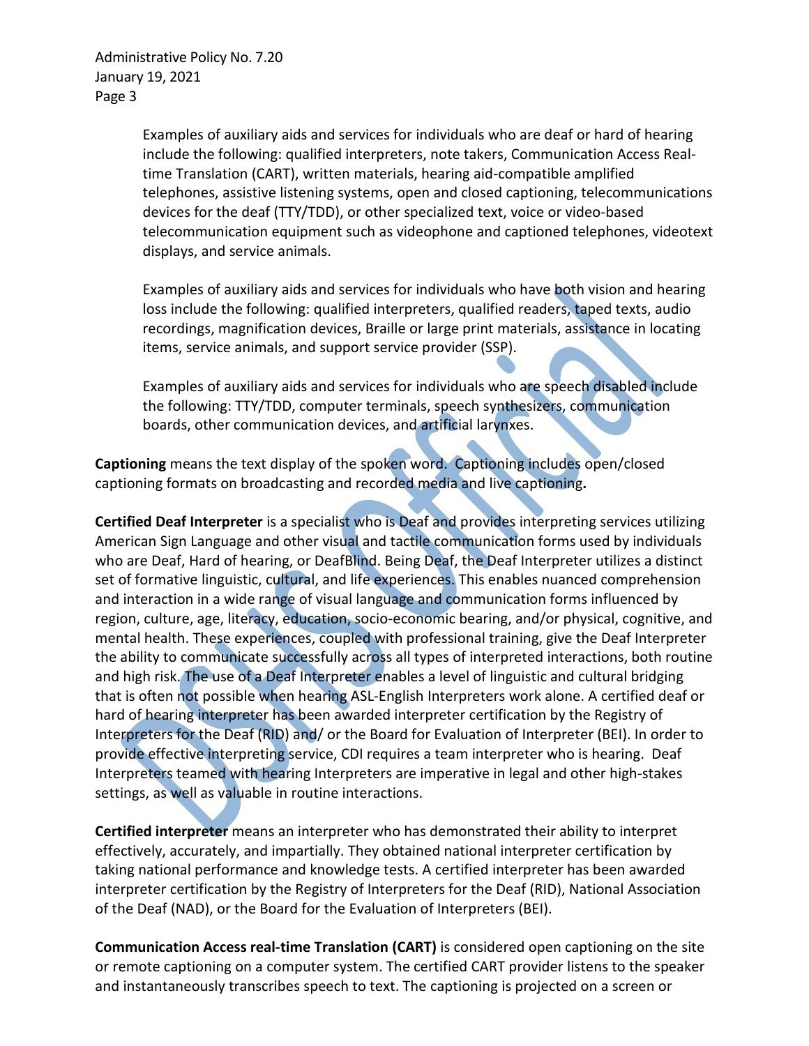Examples of auxiliary aids and services for individuals who are deaf or hard of hearing include the following: qualified interpreters, note takers, Communication Access Real-time Translation (CART), written materials, hearing aid-compatible amplified telephones, assistive listening systems, open and closed captioning, telecommunications devices for the deaf (TTY/TDD), or other specialized text, voice or video-based telecommunication equipment such as videophone and captioned telephones, videotext displays, and service animals.

Examples of auxiliary aids and services for individuals who have both vision and hearing loss include the following: qualified interpreters, qualified readers, taped texts, audio recordings, magnification devices, Braille or large print materials, assistance in locating items, service animals, and support service provider (SSP).

Examples of auxiliary aids and services for individuals who are speech disabled include the following: TTY/TDD, computer terminals, speech synthesizers, communication boards, other communication devices, and artificial larynxes.

**Captioning** means the text display of the spoken word. Captioning includes open/closed captioning formats on broadcasting and recorded media and live captioning**.**

**Certified Deaf Interpreter** is a specialist who is Deaf and provides interpreting services utilizing American Sign Language and other visual and tactile communication forms used by individuals who are Deaf, Hard of hearing, or DeafBlind. Being Deaf, the Deaf Interpreter utilizes a distinct set of formative linguistic, cultural, and life experiences. This enables nuanced comprehension and interaction in a wide range of visual language and communication forms influenced by region, culture, age, literacy, education, socio-economic bearing, and/or physical, cognitive, and mental health. These experiences, coupled with professional training, give the Deaf Interpreter the ability to communicate successfully across all types of interpreted interactions, both routine and high risk. The use of a Deaf Interpreter enables a level of linguistic and cultural bridging that is often not possible when hearing ASL-English Interpreters work alone. A certified deaf or hard of hearing interpreter has been awarded interpreter certification by the Registry of Interpreters for the Deaf (RID) and/ or the Board for Evaluation of Interpreter (BEI). In order to provide effective interpreting service, CDI requires a team interpreter who is hearing. Deaf Interpreters teamed with hearing Interpreters are imperative in legal and other high-stakes settings, as well as valuable in routine interactions.

**Certified interpreter** means an interpreter who has demonstrated their ability to interpret effectively, accurately, and impartially. They obtained national interpreter certification by taking national performance and knowledge tests. A certified interpreter has been awarded interpreter certification by the Registry of Interpreters for the Deaf (RID), National Association of the Deaf (NAD), or the Board for the Evaluation of Interpreters (BEI).

**Communication Access real-time Translation (CART)** is considered open captioning on the site or remote captioning on a computer system. The certified CART provider listens to the speaker and instantaneously transcribes speech to text. The captioning is projected on a screen or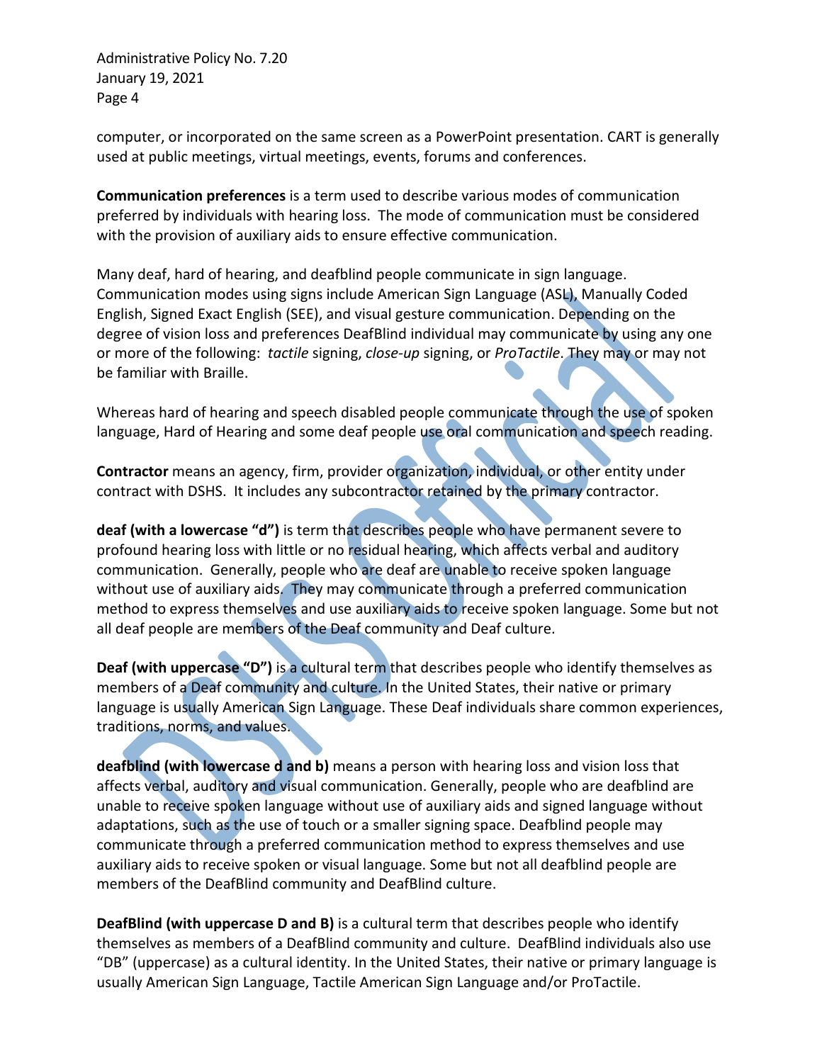computer, or incorporated on the same screen as a PowerPoint presentation. CART is generally used at public meetings, virtual meetings, events, forums and conferences.

**Communication preferences** is a term used to describe various modes of communication preferred by individuals with hearing loss. The mode of communication must be considered with the provision of auxiliary aids to ensure effective communication.

Many deaf, hard of hearing, and deafblind people communicate in sign language. Communication modes using signs include American Sign Language (ASL), Manually Coded English, Signed Exact English (SEE), and visual gesture communication. Depending on the degree of vision loss and preferences DeafBlind individual may communicate by using any one or more of the following: *tactile* signing, *close-up* signing, or *ProTactile*. They may or may not be familiar with Braille.

Whereas hard of hearing and speech disabled people communicate through the use of spoken language, Hard of Hearing and some deaf people use oral communication and speech reading.

**Contractor** means an agency, firm, provider organization, individual, or other entity under contract with DSHS. It includes any subcontractor retained by the primary contractor.

**deaf (with a lowercase "d")** is term that describes people who have permanent severe to profound hearing loss with little or no residual hearing, which affects verbal and auditory communication. Generally, people who are deaf are unable to receive spoken language without use of auxiliary aids. They may communicate through a preferred communication method to express themselves and use auxiliary aids to receive spoken language. Some but not all deaf people are members of the Deaf community and Deaf culture.

**Deaf (with uppercase "D")** is a cultural term that describes people who identify themselves as members of a Deaf community and culture. In the United States, their native or primary language is usually American Sign Language. These Deaf individuals share common experiences, traditions, norms, and values.

**deafblind (with lowercase d and b)** means a person with hearing loss and vision loss that affects verbal, auditory and visual communication. Generally, people who are deafblind are unable to receive spoken language without use of auxiliary aids and signed language without adaptations, such as the use of touch or a smaller signing space. Deafblind people may communicate through a preferred communication method to express themselves and use auxiliary aids to receive spoken or visual language. Some but not all deafblind people are members of the DeafBlind community and DeafBlind culture.

**DeafBlind (with uppercase D and B)** is a cultural term that describes people who identify themselves as members of a DeafBlind community and culture. DeafBlind individuals also use "DB" (uppercase) as a cultural identity. In the United States, their native or primary language is usually American Sign Language, Tactile American Sign Language and/or ProTactile.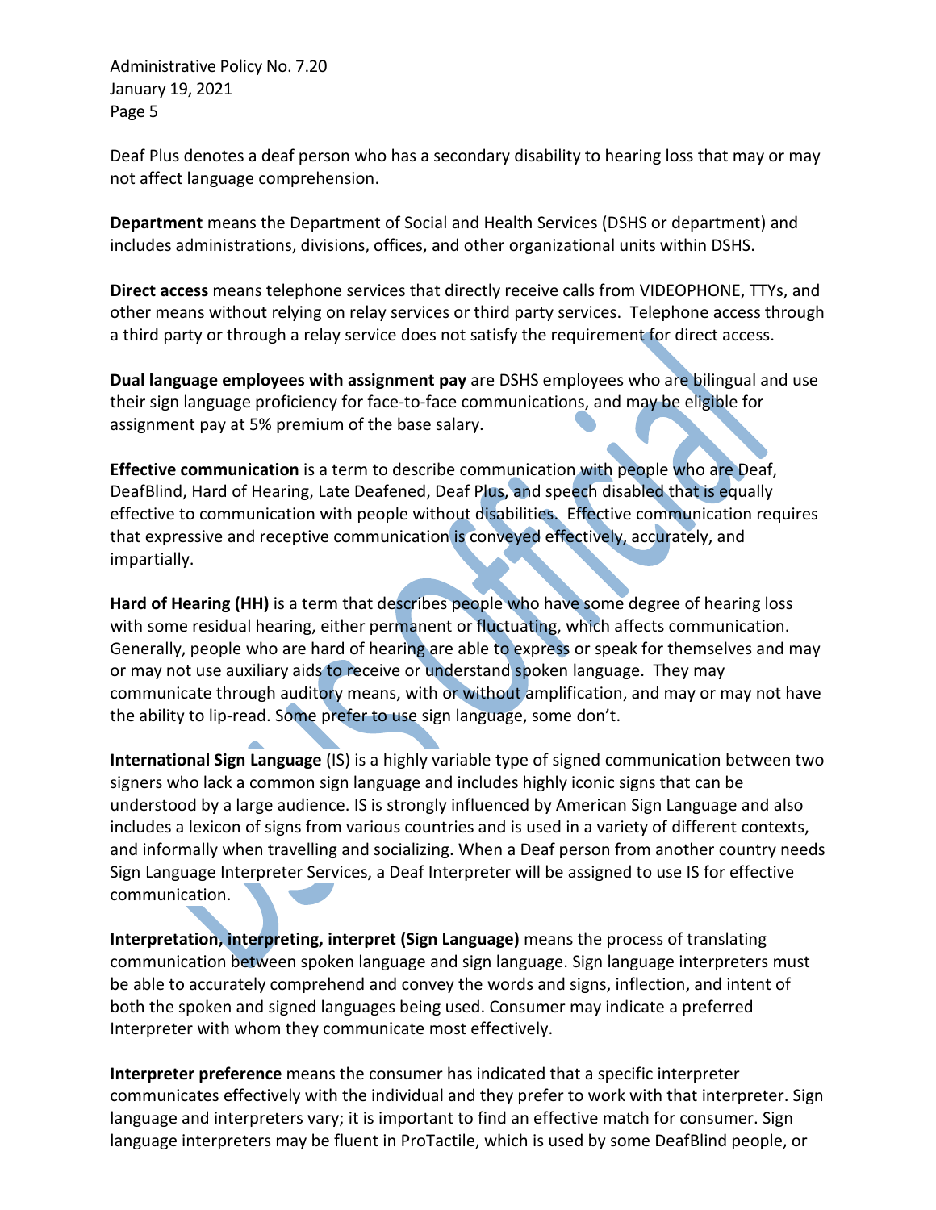Deaf Plus denotes a deaf person who has a secondary disability to hearing loss that may or may not affect language comprehension.

**Department** means the Department of Social and Health Services (DSHS or department) and includes administrations, divisions, offices, and other organizational units within DSHS.

**Direct access** means telephone services that directly receive calls from VIDEOPHONE, TTYs, and other means without relying on relay services or third party services. Telephone access through a third party or through a relay service does not satisfy the requirement for direct access.

**Dual language employees with assignment pay** are DSHS employees who are bilingual and use their sign language proficiency for face-to-face communications, and may be eligible for assignment pay at 5% premium of the base salary.

**Effective communication** is a term to describe communication with people who are Deaf, DeafBlind, Hard of Hearing, Late Deafened, Deaf Plus, and speech disabled that is equally effective to communication with people without disabilities. Effective communication requires that expressive and receptive communication is conveyed effectively, accurately, and impartially.

**Hard of Hearing (HH)** is a term that describes people who have some degree of hearing loss with some residual hearing, either permanent or fluctuating, which affects communication. Generally, people who are hard of hearing are able to express or speak for themselves and may or may not use auxiliary aids to receive or understand spoken language. They may communicate through auditory means, with or without amplification, and may or may not have the ability to lip-read. Some prefer to use sign language, some don't.

**International Sign Language** (IS) is a highly variable type of signed communication between two signers who lack a common sign language and includes highly iconic signs that can be understood by a large audience. IS is strongly influenced by American Sign Language and also includes a lexicon of signs from various countries and is used in a variety of different contexts, and informally when travelling and socializing. When a Deaf person from another country needs Sign Language Interpreter Services, a Deaf Interpreter will be assigned to use IS for effective communication.

**Interpretation, interpreting, interpret (Sign Language)** means the process of translating communication between spoken language and sign language. Sign language interpreters must be able to accurately comprehend and convey the words and signs, inflection, and intent of both the spoken and signed languages being used. Consumer may indicate a preferred Interpreter with whom they communicate most effectively.

**Interpreter preference** means the consumer has indicated that a specific interpreter communicates effectively with the individual and they prefer to work with that interpreter. Sign language and interpreters vary; it is important to find an effective match for consumer. Sign language interpreters may be fluent in ProTactile, which is used by some DeafBlind people, or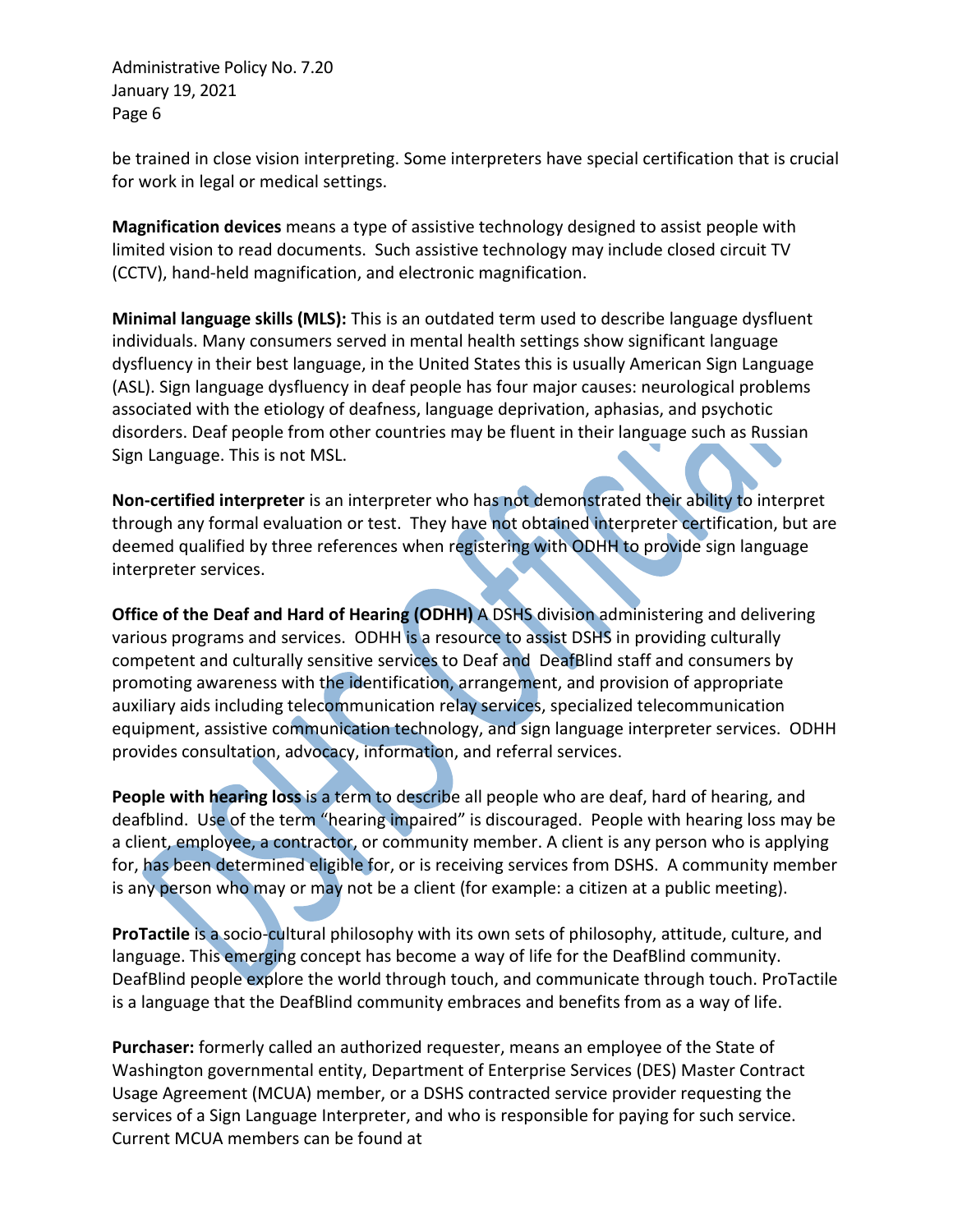be trained in close vision interpreting. Some interpreters have special certification that is crucial for work in legal or medical settings.

**Magnification devices** means a type of assistive technology designed to assist people with limited vision to read documents. Such assistive technology may include closed circuit TV (CCTV), hand-held magnification, and electronic magnification.

**Minimal language skills (MLS):** This is an outdated term used to describe language dysfluent individuals. Many consumers served in mental health settings show significant language dysfluency in their best language, in the United States this is usually American Sign Language (ASL). Sign language dysfluency in deaf people has four major causes: neurological problems associated with the etiology of deafness, language deprivation, aphasias, and psychotic disorders. Deaf people from other countries may be fluent in their language such as Russian Sign Language. This is not MSL.

**Non-certified interpreter** is an interpreter who has not demonstrated their ability to interpret through any formal evaluation or test. They have not obtained interpreter certification, but are deemed qualified by three references when registering with ODHH to provide sign language interpreter services.

**Office of the Deaf and Hard of Hearing (ODHH)** A DSHS division administering and delivering various programs and services. ODHH is a resource to assist DSHS in providing culturally competent and culturally sensitive services to Deaf and DeafBlind staff and consumers by promoting awareness with the identification, arrangement, and provision of appropriate auxiliary aids including telecommunication relay services, specialized telecommunication equipment, assistive communication technology, and sign language interpreter services. ODHH provides consultation, advocacy, information, and referral services.

**People with hearing loss** is a term to describe all people who are deaf, hard of hearing, and deafblind. Use of the term "hearing impaired" is discouraged. People with hearing loss may be a client, employee, a contractor, or community member. A client is any person who is applying for, has been determined eligible for, or is receiving services from DSHS. A community member is any person who may or may not be a client (for example: a citizen at a public meeting).

**ProTactile** is a socio-cultural philosophy with its own sets of philosophy, attitude, culture, and language. This emerging concept has become a way of life for the DeafBlind community. DeafBlind people explore the world through touch, and communicate through touch. ProTactile is a language that the DeafBlind community embraces and benefits from as a way of life.

**Purchaser:** formerly called an authorized requester, means an employee of the State of Washington governmental entity, Department of Enterprise Services (DES) Master Contract Usage Agreement (MCUA) member, or a DSHS contracted service provider requesting the services of a Sign Language Interpreter, and who is responsible for paying for such service. Current MCUA members can be found at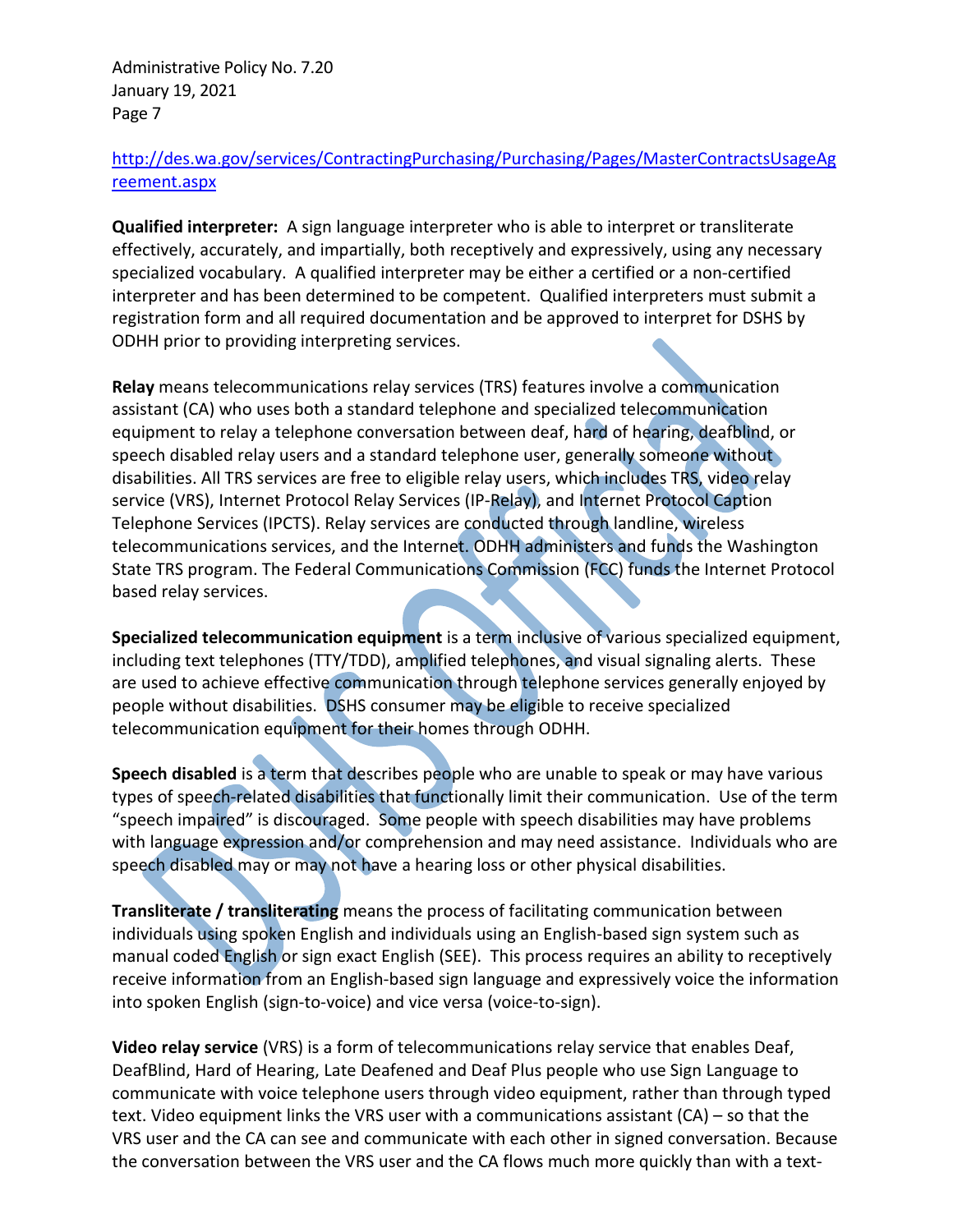http://des.wa.gov/services/ContractingPurchasing/Purchasing/Pages/MasterContractsUsageAgreement.aspx

**Qualified interpreter:** A sign language interpreter who is able to interpret or transliterate effectively, accurately, and impartially, both receptively and expressively, using any necessary specialized vocabulary. A qualified interpreter may be either a certified or a non-certified interpreter and has been determined to be competent. Qualified interpreters must submit a registration form and all required documentation and be approved to interpret for DSHS by ODHH prior to providing interpreting services.

**Relay** means telecommunications relay services (TRS) features involve a communication assistant (CA) who uses both a standard telephone and specialized telecommunication equipment to relay a telephone conversation between deaf, hard of hearing, deafblind, or speech disabled relay users and a standard telephone user, generally someone without disabilities. All TRS services are free to eligible relay users, which includes TRS, video relay service (VRS), Internet Protocol Relay Services (IP-Relay), and Internet Protocol Caption Telephone Services (IPCTS). Relay services are conducted through landline, wireless telecommunications services, and the Internet. ODHH administers and funds the Washington State TRS program. The Federal Communications Commission (FCC) funds the Internet Protocol based relay services.

**Specialized telecommunication equipment** is a term inclusive of various specialized equipment, including text telephones (TTY/TDD), amplified telephones, and visual signaling alerts. These are used to achieve effective communication through telephone services generally enjoyed by people without disabilities. DSHS consumer may be eligible to receive specialized telecommunication equipment for their homes through ODHH.

**Speech disabled** is a term that describes people who are unable to speak or may have various types of speech-related disabilities that functionally limit their communication. Use of the term "speech impaired" is discouraged. Some people with speech disabilities may have problems with language expression and/or comprehension and may need assistance. Individuals who are speech disabled may or may not have a hearing loss or other physical disabilities.

**Transliterate / transliterating** means the process of facilitating communication between individuals using spoken English and individuals using an English-based sign system such as manual coded English or sign exact English (SEE). This process requires an ability to receptively receive information from an English-based sign language and expressively voice the information into spoken English (sign-to-voice) and vice versa (voice-to-sign).

**Video relay service** (VRS) is a form of telecommunications relay service that enables Deaf, DeafBlind, Hard of Hearing, Late Deafened and Deaf Plus people who use Sign Language to communicate with voice telephone users through video equipment, rather than through typed text. Video equipment links the VRS user with a communications assistant (CA) – so that the VRS user and the CA can see and communicate with each other in signed conversation. Because the conversation between the VRS user and the CA flows much more quickly than with a text-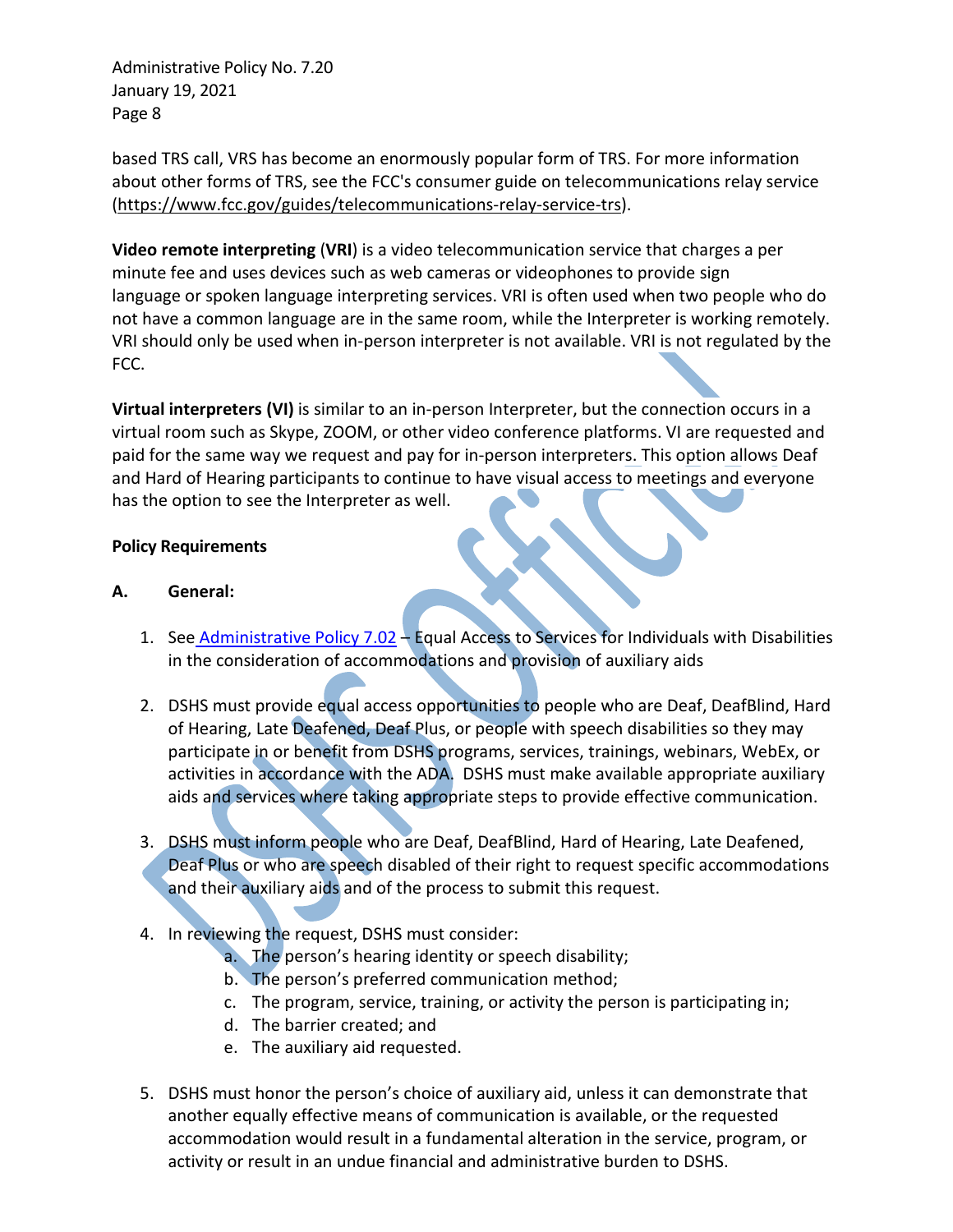based TRS call, VRS has become an enormously popular form of TRS. For more information about other forms of TRS, see the FCC's consumer guide on telecommunications relay service (https://www.fcc.gov/guides/telecommunications-relay-service-trs).

**Video remote interpreting** (**VRI**) is a video telecommunication service that charges a per minute fee and uses devices such as web cameras or videophones to provide sign language or spoken language interpreting services. VRI is often used when two people who do not have a common language are in the same room, while the Interpreter is working remotely. VRI should only be used when in-person interpreter is not available. VRI is not regulated by the FCC.

**Virtual interpreters (VI)** is similar to an in-person Interpreter, but the connection occurs in a virtual room such as Skype, ZOOM, or other video conference platforms. VI are requested and paid for the same way we request and pay for in-person interpreters. This option allows Deaf and Hard of Hearing participants to continue to have visual access to meetings and everyone has the option to see the Interpreter as well.

**Policy Requirements**

**A. General:**

1. See Administrative Policy 7.02 – Equal Access to Services for Individuals with Disabilities in the consideration of accommodations and provision of auxiliary aids

2. DSHS must provide equal access opportunities to people who are Deaf, DeafBlind, Hard of Hearing, Late Deafened, Deaf Plus, or people with speech disabilities so they may participate in or benefit from DSHS programs, services, trainings, webinars, WebEx, or activities in accordance with the ADA. DSHS must make available appropriate auxiliary aids and services where taking appropriate steps to provide effective communication.

3. DSHS must inform people who are Deaf, DeafBlind, Hard of Hearing, Late Deafened, Deaf Plus or who are speech disabled of their right to request specific accommodations and their auxiliary aids and of the process to submit this request.

4. In reviewing the request, DSHS must consider:
   a. The person's hearing identity or speech disability;
   b. The person's preferred communication method;
   c. The program, service, training, or activity the person is participating in;
   d. The barrier created; and
   e. The auxiliary aid requested.

5. DSHS must honor the person's choice of auxiliary aid, unless it can demonstrate that another equally effective means of communication is available, or the requested accommodation would result in a fundamental alteration in the service, program, or activity or result in an undue financial and administrative burden to DSHS.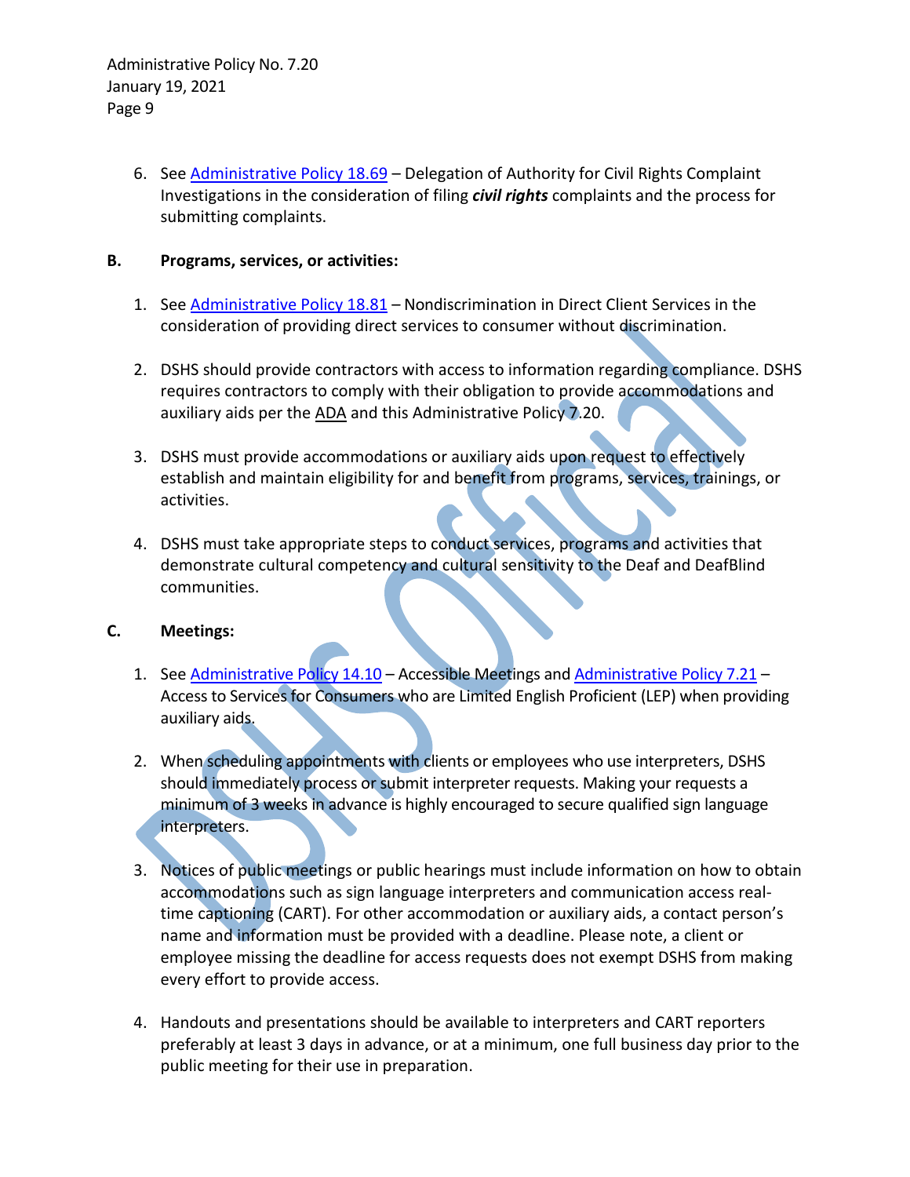6. See [Administrative Policy 18.69](#) – Delegation of Authority for Civil Rights Complaint Investigations in the consideration of filing ***civil rights*** complaints and the process for submitting complaints.

**B. Programs, services, or activities:**

1. See [Administrative Policy 18.81](#) – Nondiscrimination in Direct Client Services in the consideration of providing direct services to consumer without discrimination.

2. DSHS should provide contractors with access to information regarding compliance. DSHS requires contractors to comply with their obligation to provide accommodations and auxiliary aids per the ADA and this Administrative Policy 7.20.

3. DSHS must provide accommodations or auxiliary aids upon request to effectively establish and maintain eligibility for and benefit from programs, services, trainings, or activities.

4. DSHS must take appropriate steps to conduct services, programs and activities that demonstrate cultural competency and cultural sensitivity to the Deaf and DeafBlind communities.

**C. Meetings:**

1. See [Administrative Policy 14.10](#) – Accessible Meetings and [Administrative Policy 7.21](#) – Access to Services for Consumers who are Limited English Proficient (LEP) when providing auxiliary aids.

2. When scheduling appointments with clients or employees who use interpreters, DSHS should immediately process or submit interpreter requests. Making your requests a minimum of 3 weeks in advance is highly encouraged to secure qualified sign language interpreters.

3. Notices of public meetings or public hearings must include information on how to obtain accommodations such as sign language interpreters and communication access real-time captioning (CART). For other accommodation or auxiliary aids, a contact person's name and information must be provided with a deadline. Please note, a client or employee missing the deadline for access requests does not exempt DSHS from making every effort to provide access.

4. Handouts and presentations should be available to interpreters and CART reporters preferably at least 3 days in advance, or at a minimum, one full business day prior to the public meeting for their use in preparation.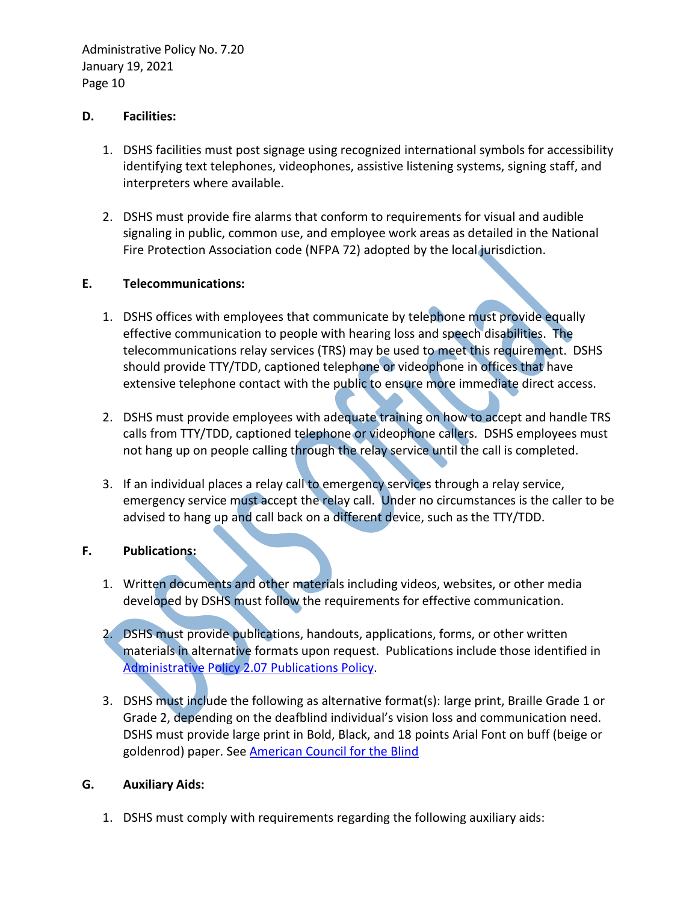**D. Facilities:**

1. DSHS facilities must post signage using recognized international symbols for accessibility identifying text telephones, videophones, assistive listening systems, signing staff, and interpreters where available.

2. DSHS must provide fire alarms that conform to requirements for visual and audible signaling in public, common use, and employee work areas as detailed in the National Fire Protection Association code (NFPA 72) adopted by the local jurisdiction.

**E. Telecommunications:**

1. DSHS offices with employees that communicate by telephone must provide equally effective communication to people with hearing loss and speech disabilities. The telecommunications relay services (TRS) may be used to meet this requirement. DSHS should provide TTY/TDD, captioned telephone or videophone in offices that have extensive telephone contact with the public to ensure more immediate direct access.

2. DSHS must provide employees with adequate training on how to accept and handle TRS calls from TTY/TDD, captioned telephone or videophone callers. DSHS employees must not hang up on people calling through the relay service until the call is completed.

3. If an individual places a relay call to emergency services through a relay service, emergency service must accept the relay call. Under no circumstances is the caller to be advised to hang up and call back on a different device, such as the TTY/TDD.

**F. Publications:**

1. Written documents and other materials including videos, websites, or other media developed by DSHS must follow the requirements for effective communication.

2. DSHS must provide publications, handouts, applications, forms, or other written materials in alternative formats upon request. Publications include those identified in Administrative Policy 2.07 Publications Policy.

3. DSHS must include the following as alternative format(s): large print, Braille Grade 1 or Grade 2, depending on the deafblind individual's vision loss and communication need. DSHS must provide large print in Bold, Black, and 18 points Arial Font on buff (beige or goldenrod) paper. See American Council for the Blind

**G. Auxiliary Aids:**

1. DSHS must comply with requirements regarding the following auxiliary aids: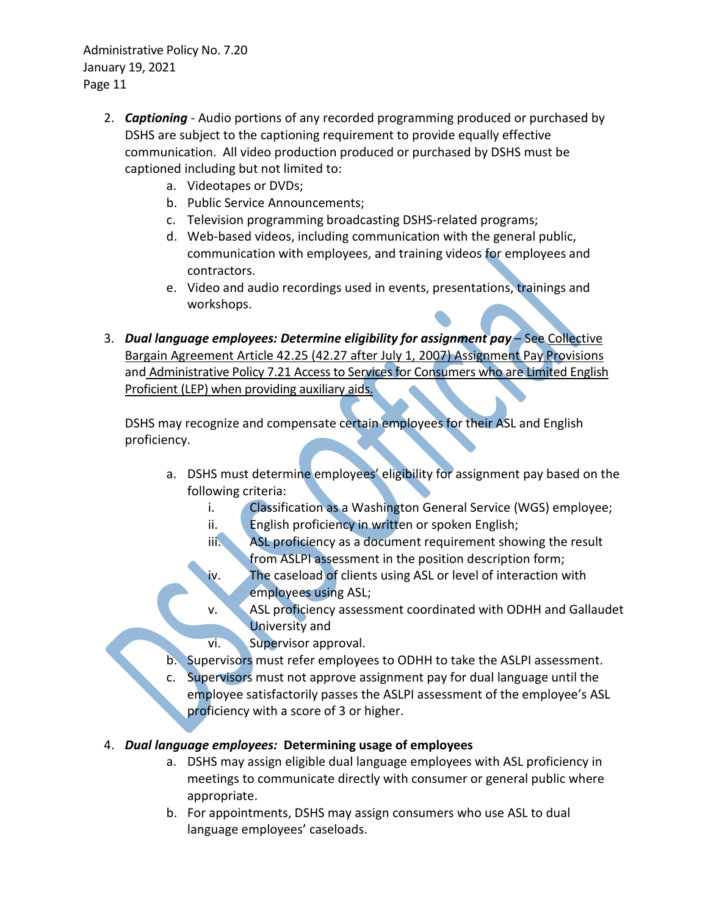2. ***Captioning*** - Audio portions of any recorded programming produced or purchased by DSHS are subject to the captioning requirement to provide equally effective communication. All video production produced or purchased by DSHS must be captioned including but not limited to:
    a. Videotapes or DVDs;
    b. Public Service Announcements;
    c. Television programming broadcasting DSHS-related programs;
    d. Web-based videos, including communication with the general public, communication with employees, and training videos for employees and contractors.
    e. Video and audio recordings used in events, presentations, trainings and workshops.

3. ***Dual language employees: Determine eligibility for assignment pay*** – See Collective Bargain Agreement Article 42.25 (42.27 after July 1, 2007) Assignment Pay Provisions and Administrative Policy 7.21 Access to Services for Consumers who are Limited English Proficient (LEP) when providing auxiliary aids.

    DSHS may recognize and compensate certain employees for their ASL and English proficiency.

    a. DSHS must determine employees' eligibility for assignment pay based on the following criteria:
        i. Classification as a Washington General Service (WGS) employee;
        ii. English proficiency in written or spoken English;
        iii. ASL proficiency as a document requirement showing the result from ASLPI assessment in the position description form;
        iv. The caseload of clients using ASL or level of interaction with employees using ASL;
        v. ASL proficiency assessment coordinated with ODHH and Gallaudet University and
        vi. Supervisor approval.
    b. Supervisors must refer employees to ODHH to take the ASLPI assessment.
    c. Supervisors must not approve assignment pay for dual language until the employee satisfactorily passes the ASLPI assessment of the employee's ASL proficiency with a score of 3 or higher.

4. ***Dual language employees:*** **Determining usage of employees**
    a. DSHS may assign eligible dual language employees with ASL proficiency in meetings to communicate directly with consumer or general public where appropriate.
    b. For appointments, DSHS may assign consumers who use ASL to dual language employees' caseloads.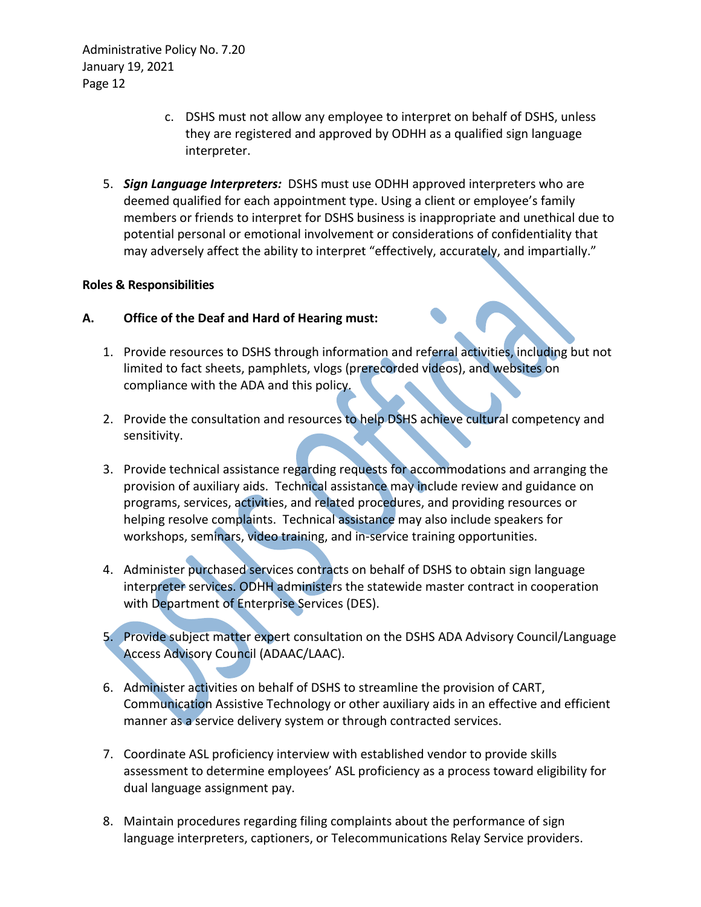c. DSHS must not allow any employee to interpret on behalf of DSHS, unless they are registered and approved by ODHH as a qualified sign language interpreter.

5. ***Sign Language Interpreters:*** DSHS must use ODHH approved interpreters who are deemed qualified for each appointment type. Using a client or employee's family members or friends to interpret for DSHS business is inappropriate and unethical due to potential personal or emotional involvement or considerations of confidentiality that may adversely affect the ability to interpret "effectively, accurately, and impartially."

**Roles & Responsibilities**

**A. Office of the Deaf and Hard of Hearing must:**

1. Provide resources to DSHS through information and referral activities, including but not limited to fact sheets, pamphlets, vlogs (prerecorded videos), and websites on compliance with the ADA and this policy.

2. Provide the consultation and resources to help DSHS achieve cultural competency and sensitivity.

3. Provide technical assistance regarding requests for accommodations and arranging the provision of auxiliary aids. Technical assistance may include review and guidance on programs, services, activities, and related procedures, and providing resources or helping resolve complaints. Technical assistance may also include speakers for workshops, seminars, video training, and in-service training opportunities.

4. Administer purchased services contracts on behalf of DSHS to obtain sign language interpreter services. ODHH administers the statewide master contract in cooperation with Department of Enterprise Services (DES).

5. Provide subject matter expert consultation on the DSHS ADA Advisory Council/Language Access Advisory Council (ADAAC/LAAC).

6. Administer activities on behalf of DSHS to streamline the provision of CART, Communication Assistive Technology or other auxiliary aids in an effective and efficient manner as a service delivery system or through contracted services.

7. Coordinate ASL proficiency interview with established vendor to provide skills assessment to determine employees' ASL proficiency as a process toward eligibility for dual language assignment pay.

8. Maintain procedures regarding filing complaints about the performance of sign language interpreters, captioners, or Telecommunications Relay Service providers.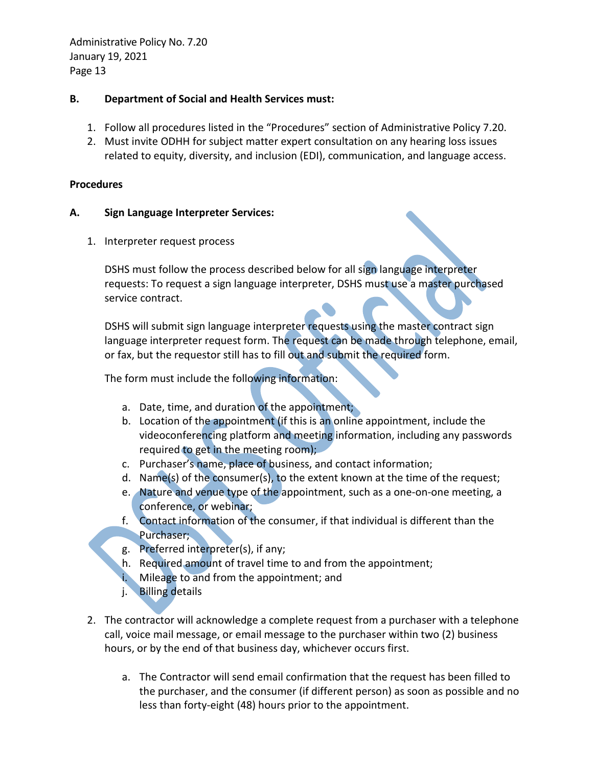**B. Department of Social and Health Services must:**

1. Follow all procedures listed in the “Procedures” section of Administrative Policy 7.20.
2. Must invite ODHH for subject matter expert consultation on any hearing loss issues related to equity, diversity, and inclusion (EDI), communication, and language access.

**Procedures**

**A. Sign Language Interpreter Services:**

1. Interpreter request process

   DSHS must follow the process described below for all sign language interpreter requests: To request a sign language interpreter, DSHS must use a master purchased service contract.

   DSHS will submit sign language interpreter requests using the master contract sign language interpreter request form. The request can be made through telephone, email, or fax, but the requestor still has to fill out and submit the required form.

   The form must include the following information:

   a. Date, time, and duration of the appointment;
   b. Location of the appointment (if this is an online appointment, include the videoconferencing platform and meeting information, including any passwords required to get in the meeting room);
   c. Purchaser’s name, place of business, and contact information;
   d. Name(s) of the consumer(s), to the extent known at the time of the request;
   e. Nature and venue type of the appointment, such as a one-on-one meeting, a conference, or webinar;
   f. Contact information of the consumer, if that individual is different than the Purchaser;
   g. Preferred interpreter(s), if any;
   h. Required amount of travel time to and from the appointment;
   i. Mileage to and from the appointment; and
   j. Billing details

2. The contractor will acknowledge a complete request from a purchaser with a telephone call, voice mail message, or email message to the purchaser within two (2) business hours, or by the end of that business day, whichever occurs first.

   a. The Contractor will send email confirmation that the request has been filled to the purchaser, and the consumer (if different person) as soon as possible and no less than forty-eight (48) hours prior to the appointment.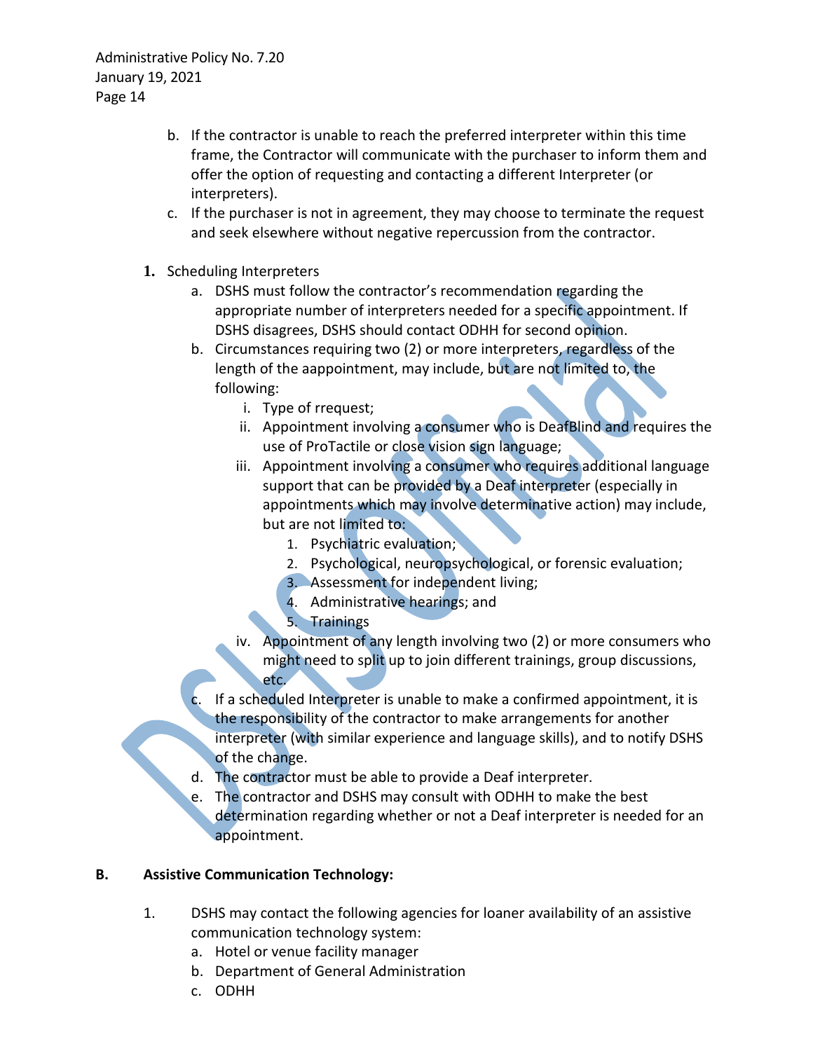b. If the contractor is unable to reach the preferred interpreter within this time frame, the Contractor will communicate with the purchaser to inform them and offer the option of requesting and contacting a different Interpreter (or interpreters).
c. If the purchaser is not in agreement, they may choose to terminate the request and seek elsewhere without negative repercussion from the contractor.

**1.** Scheduling Interpreters

a. DSHS must follow the contractor's recommendation regarding the appropriate number of interpreters needed for a specific appointment. If DSHS disagrees, DSHS should contact ODHH for second opinion.
b. Circumstances requiring two (2) or more interpreters, regardless of the length of the aappointment, may include, but are not limited to, the following:
   i. Type of rrequest;
   ii. Appointment involving a consumer who is DeafBlind and requires the use of ProTactile or close vision sign language;
   iii. Appointment involving a consumer who requires additional language support that can be provided by a Deaf interpreter (especially in appointments which may involve determinative action) may include, but are not limited to:
      1. Psychiatric evaluation;
      2. Psychological, neuropsychological, or forensic evaluation;
      3. Assessment for independent living;
      4. Administrative hearings; and
      5. Trainings
   iv. Appointment of any length involving two (2) or more consumers who might need to split up to join different trainings, group discussions, etc.
c. If a scheduled Interpreter is unable to make a confirmed appointment, it is the responsibility of the contractor to make arrangements for another interpreter (with similar experience and language skills), and to notify DSHS of the change.
d. The contractor must be able to provide a Deaf interpreter.
e. The contractor and DSHS may consult with ODHH to make the best determination regarding whether or not a Deaf interpreter is needed for an appointment.

**B. Assistive Communication Technology:**

1. DSHS may contact the following agencies for loaner availability of an assistive communication technology system:
   a. Hotel or venue facility manager
   b. Department of General Administration
   c. ODHH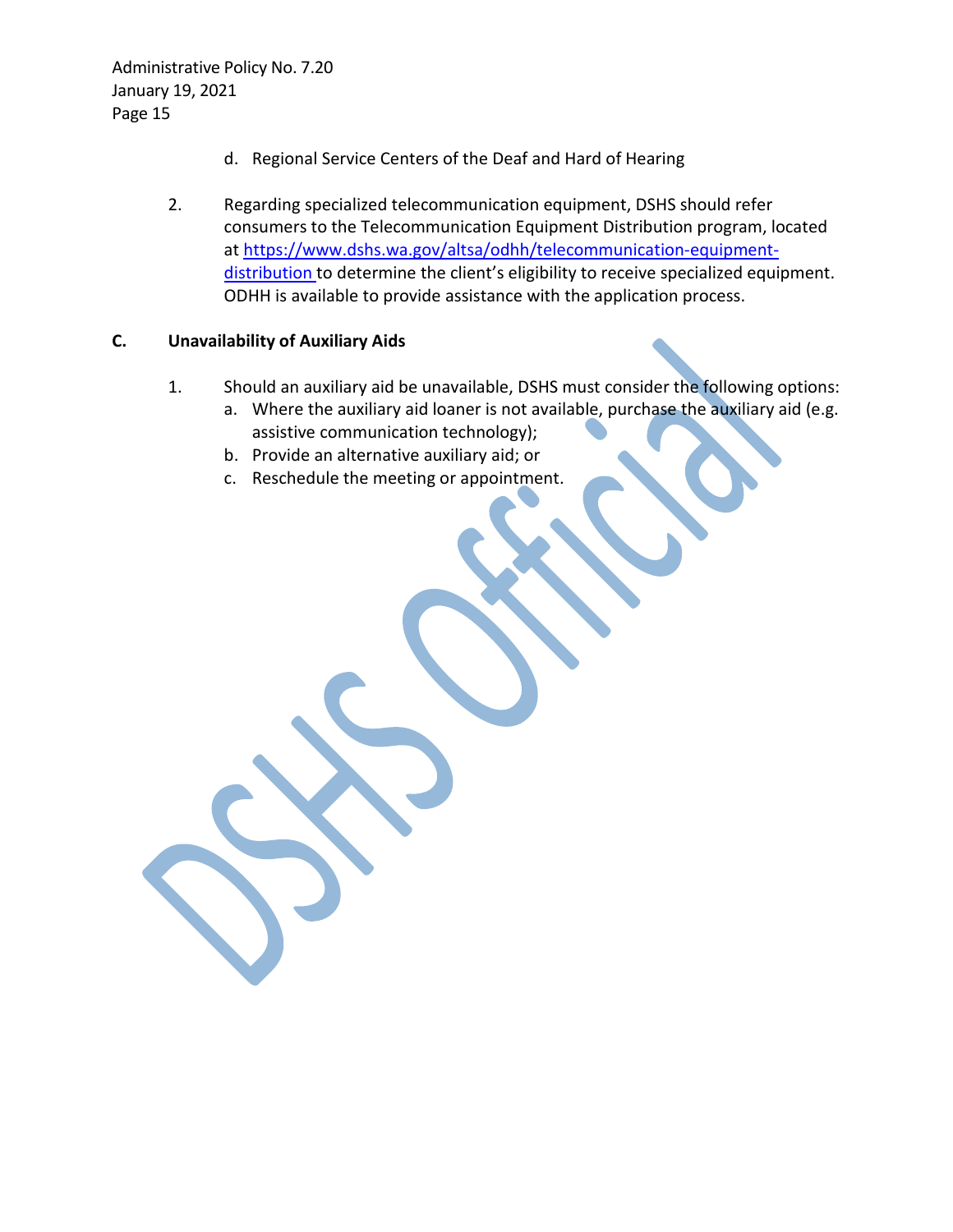d. Regional Service Centers of the Deaf and Hard of Hearing

2. Regarding specialized telecommunication equipment, DSHS should refer consumers to the Telecommunication Equipment Distribution program, located at https://www.dshs.wa.gov/altsa/odhh/telecommunication-equipment-distribution to determine the client's eligibility to receive specialized equipment. ODHH is available to provide assistance with the application process.

**C. Unavailability of Auxiliary Aids**

1. Should an auxiliary aid be unavailable, DSHS must consider the following options:
   a. Where the auxiliary aid loaner is not available, purchase the auxiliary aid (e.g. assistive communication technology);
   b. Provide an alternative auxiliary aid; or
   c. Reschedule the meeting or appointment.